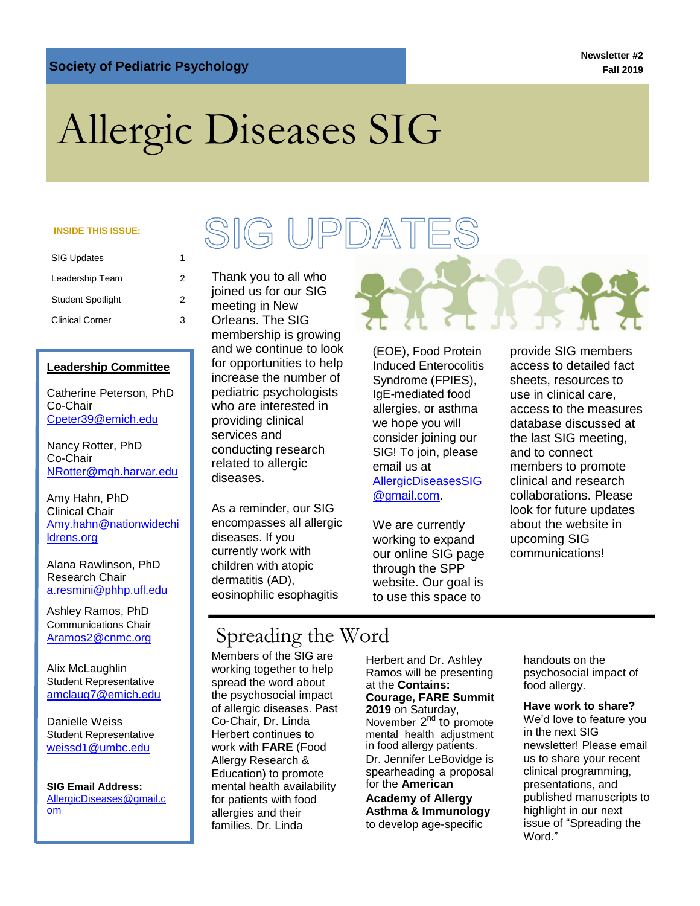**Society of Pediatric Psychology**

**Newsletter #2**
**Fall 2019**

# Allergic Diseases SIG

**INSIDE THIS ISSUE:**

| | |
|---|---|
| SIG Updates | 1 |
| Leadership Team | 2 |
| Student Spotlight | 2 |
| Clinical Corner | 3 |

**Leadership Committee**

Catherine Peterson, PhD
Co-Chair
Cpeter39@emich.edu

Nancy Rotter, PhD
Co-Chair
NRotter@mgh.harvar.edu

Amy Hahn, PhD
Clinical Chair
Amy.hahn@nationwidechildrens.org

Alana Rawlinson, PhD
Research Chair
a.resmini@phhp.ufl.edu

Ashley Ramos, PhD
Communications Chair
Aramos2@cnmc.org

Alix McLaughlin
Student Representative
amclaug7@emich.edu

Danielle Weiss
Student Representative
weissd1@umbc.edu

**SIG Email Address:**
AllergicDiseases@gmail.com

## SIG UPDATES

Thank you to all who joined us for our SIG meeting in New Orleans. The SIG membership is growing and we continue to look for opportunities to help increase the number of pediatric psychologists who are interested in providing clinical services and conducting research related to allergic diseases.

As a reminder, our SIG encompasses all allergic diseases. If you currently work with children with atopic dermatitis (AD), eosinophilic esophagitis (EOE), Food Protein Induced Enterocolitis Syndrome (FPIES), IgE-mediated food allergies, or asthma we hope you will consider joining our SIG! To join, please email us at AllergicDiseasesSIG@gmail.com.

We are currently working to expand our online SIG page through the SPP website. Our goal is to use this space to provide SIG members access to detailed fact sheets, resources to use in clinical care, access to the measures database discussed at the last SIG meeting, and to connect members to promote clinical and research collaborations. Please look for future updates about the website in upcoming SIG communications!

## Spreading the Word

Members of the SIG are working together to help spread the word about the psychosocial impact of allergic diseases. Past Co-Chair, Dr. Linda Herbert continues to work with **FARE** (Food Allergy Research & Education) to promote mental health availability for patients with food allergies and their families. Dr. Linda Herbert and Dr. Ashley Ramos will be presenting at the **Contains: Courage, FARE Summit 2019** on Saturday, November 2nd to promote mental health adjustment in food allergy patients. Dr. Jennifer LeBovidge is spearheading a proposal for the **American Academy of Allergy Asthma & Immunology** to develop age-specific handouts on the psychosocial impact of food allergy.

**Have work to share?**
We'd love to feature you in the next SIG newsletter! Please email us to share your recent clinical programming, presentations, and published manuscripts to highlight in our next issue of "Spreading the Word."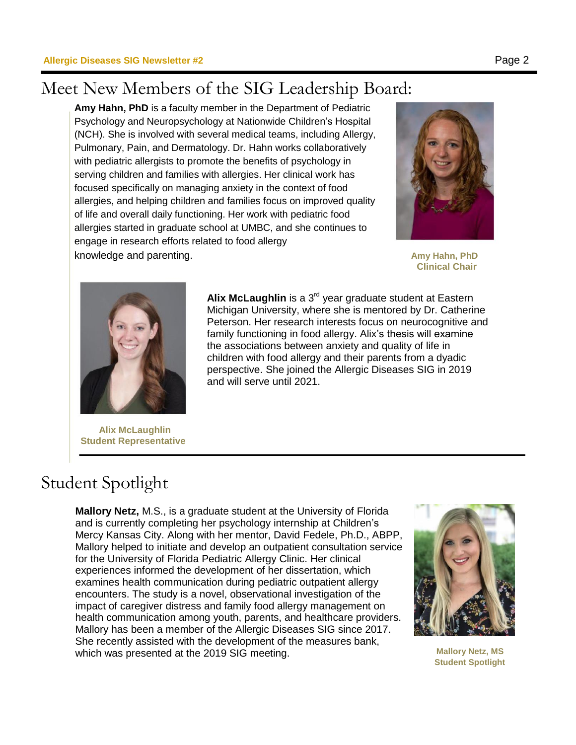# Meet New Members of the SIG Leadership Board:

**Amy Hahn, PhD** is a faculty member in the Department of Pediatric Psychology and Neuropsychology at Nationwide Children's Hospital (NCH). She is involved with several medical teams, including Allergy, Pulmonary, Pain, and Dermatology. Dr. Hahn works collaboratively with pediatric allergists to promote the benefits of psychology in serving children and families with allergies. Her clinical work has focused specifically on managing anxiety in the context of food allergies, and helping children and families focus on improved quality of life and overall daily functioning. Her work with pediatric food allergies started in graduate school at UMBC, and she continues to engage in research efforts related to food allergy knowledge and parenting.

**Amy Hahn, PhD**
**Clinical Chair**

**Alix McLaughlin** is a 3rd year graduate student at Eastern Michigan University, where she is mentored by Dr. Catherine Peterson. Her research interests focus on neurocognitive and family functioning in food allergy. Alix's thesis will examine the associations between anxiety and quality of life in children with food allergy and their parents from a dyadic perspective. She joined the Allergic Diseases SIG in 2019 and will serve until 2021.

**Alix McLaughlin**
**Student Representative**

# Student Spotlight

**Mallory Netz,** M.S., is a graduate student at the University of Florida and is currently completing her psychology internship at Children's Mercy Kansas City. Along with her mentor, David Fedele, Ph.D., ABPP, Mallory helped to initiate and develop an outpatient consultation service for the University of Florida Pediatric Allergy Clinic. Her clinical experiences informed the development of her dissertation, which examines health communication during pediatric outpatient allergy encounters. The study is a novel, observational investigation of the impact of caregiver distress and family food allergy management on health communication among youth, parents, and healthcare providers. Mallory has been a member of the Allergic Diseases SIG since 2017. She recently assisted with the development of the measures bank, which was presented at the 2019 SIG meeting.

**Mallory Netz, MS**
**Student Spotlight**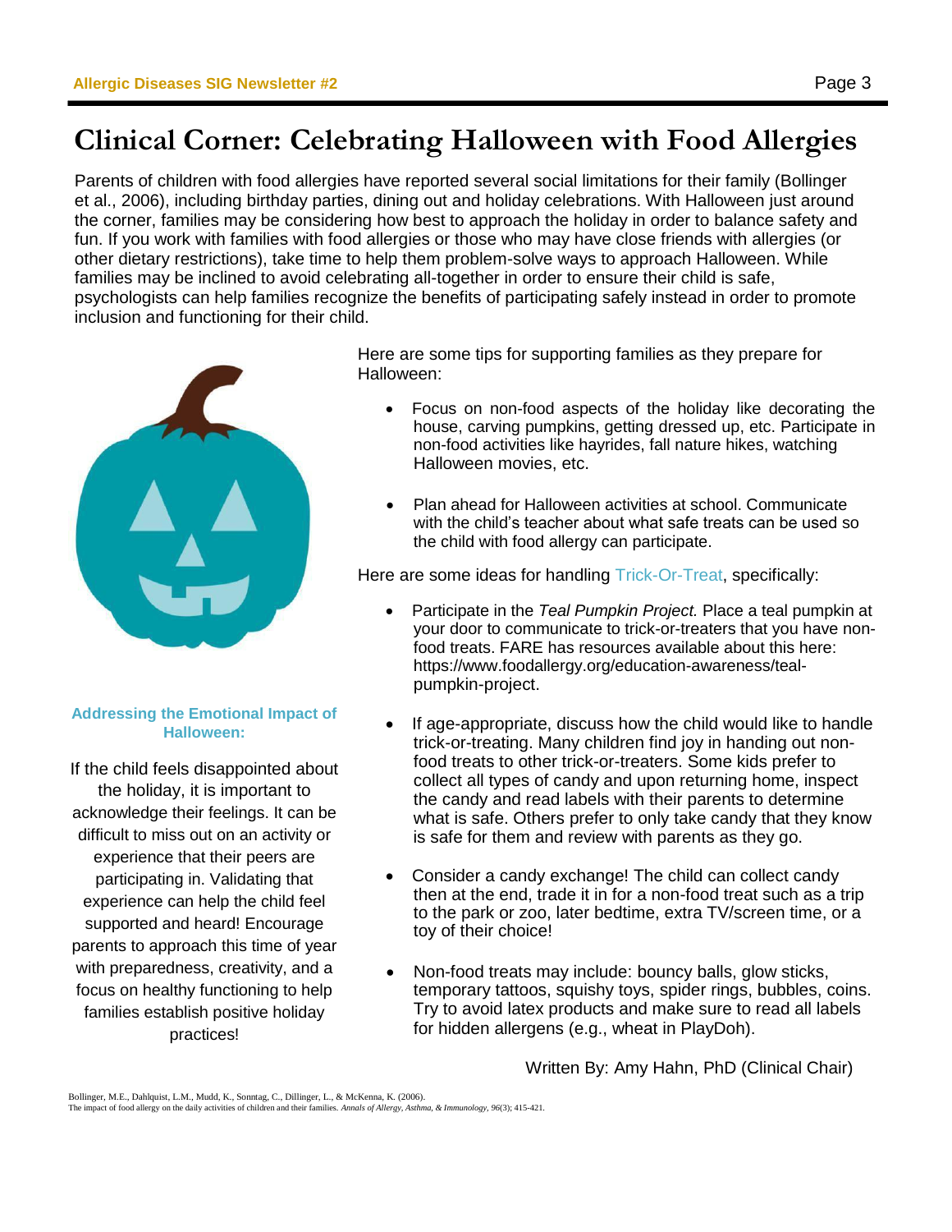# Clinical Corner: Celebrating Halloween with Food Allergies

Parents of children with food allergies have reported several social limitations for their family (Bollinger et al., 2006), including birthday parties, dining out and holiday celebrations. With Halloween just around the corner, families may be considering how best to approach the holiday in order to balance safety and fun. If you work with families with food allergies or those who may have close friends with allergies (or other dietary restrictions), take time to help them problem-solve ways to approach Halloween. While families may be inclined to avoid celebrating all-together in order to ensure their child is safe, psychologists can help families recognize the benefits of participating safely instead in order to promote inclusion and functioning for their child.

Here are some tips for supporting families as they prepare for Halloween:

- Focus on non-food aspects of the holiday like decorating the house, carving pumpkins, getting dressed up, etc. Participate in non-food activities like hayrides, fall nature hikes, watching Halloween movies, etc.
- Plan ahead for Halloween activities at school. Communicate with the child's teacher about what safe treats can be used so the child with food allergy can participate.

Here are some ideas for handling Trick-Or-Treat, specifically:

- Participate in the *Teal Pumpkin Project.* Place a teal pumpkin at your door to communicate to trick-or-treaters that you have non-food treats. FARE has resources available about this here: https://www.foodallergy.org/education-awareness/teal-pumpkin-project.
- If age-appropriate, discuss how the child would like to handle trick-or-treating. Many children find joy in handing out non-food treats to other trick-or-treaters. Some kids prefer to collect all types of candy and upon returning home, inspect the candy and read labels with their parents to determine what is safe. Others prefer to only take candy that they know is safe for them and review with parents as they go.
- Consider a candy exchange! The child can collect candy then at the end, trade it in for a non-food treat such as a trip to the park or zoo, later bedtime, extra TV/screen time, or a toy of their choice!
- Non-food treats may include: bouncy balls, glow sticks, temporary tattoos, squishy toys, spider rings, bubbles, coins. Try to avoid latex products and make sure to read all labels for hidden allergens (e.g., wheat in PlayDoh).

### Addressing the Emotional Impact of Halloween:

If the child feels disappointed about the holiday, it is important to acknowledge their feelings. It can be difficult to miss out on an activity or experience that their peers are participating in. Validating that experience can help the child feel supported and heard! Encourage parents to approach this time of year with preparedness, creativity, and a focus on healthy functioning to help families establish positive holiday practices!

Written By: Amy Hahn, PhD (Clinical Chair)

Bollinger, M.E., Dahlquist, L.M., Mudd, K., Sonntag, C., Dillinger, L., & McKenna, K. (2006). The impact of food allergy on the daily activities of children and their families. *Annals of Allergy, Asthma, & Immunology, 96*(3); 415-421.